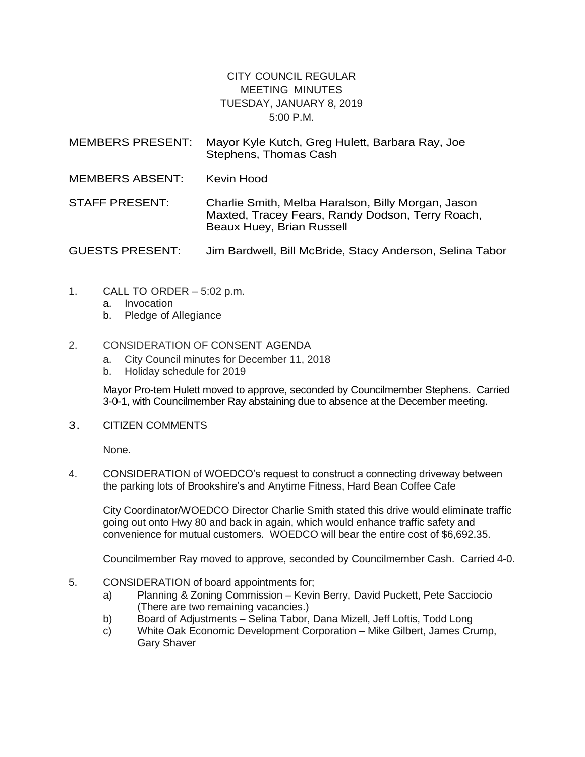# CITY COUNCIL REGULAR MEETING MINUTES
## TUESDAY, JANUARY 8, 2019
## 5:00 P.M.

MEMBERS PRESENT: Mayor Kyle Kutch, Greg Hulett, Barbara Ray, Joe Stephens, Thomas Cash

MEMBERS ABSENT: Kevin Hood

STAFF PRESENT: Charlie Smith, Melba Haralson, Billy Morgan, Jason Maxted, Tracey Fears, Randy Dodson, Terry Roach, Beaux Huey, Brian Russell

GUESTS PRESENT: Jim Bardwell, Bill McBride, Stacy Anderson, Selina Tabor

1. CALL TO ORDER – 5:02 p.m.
   a. Invocation
   b. Pledge of Allegiance

2. CONSIDERATION OF CONSENT AGENDA
   a. City Council minutes for December 11, 2018
   b. Holiday schedule for 2019

   Mayor Pro-tem Hulett moved to approve, seconded by Councilmember Stephens. Carried 3-0-1, with Councilmember Ray abstaining due to absence at the December meeting.

3. CITIZEN COMMENTS

   None.

4. CONSIDERATION of WOEDCO's request to construct a connecting driveway between the parking lots of Brookshire's and Anytime Fitness, Hard Bean Coffee Cafe

   City Coordinator/WOEDCO Director Charlie Smith stated this drive would eliminate traffic going out onto Hwy 80 and back in again, which would enhance traffic safety and convenience for mutual customers. WOEDCO will bear the entire cost of $6,692.35.

   Councilmember Ray moved to approve, seconded by Councilmember Cash. Carried 4-0.

5. CONSIDERATION of board appointments for;
   a) Planning & Zoning Commission – Kevin Berry, David Puckett, Pete Sacciocio (There are two remaining vacancies.)
   b) Board of Adjustments – Selina Tabor, Dana Mizell, Jeff Loftis, Todd Long
   c) White Oak Economic Development Corporation – Mike Gilbert, James Crump, Gary Shaver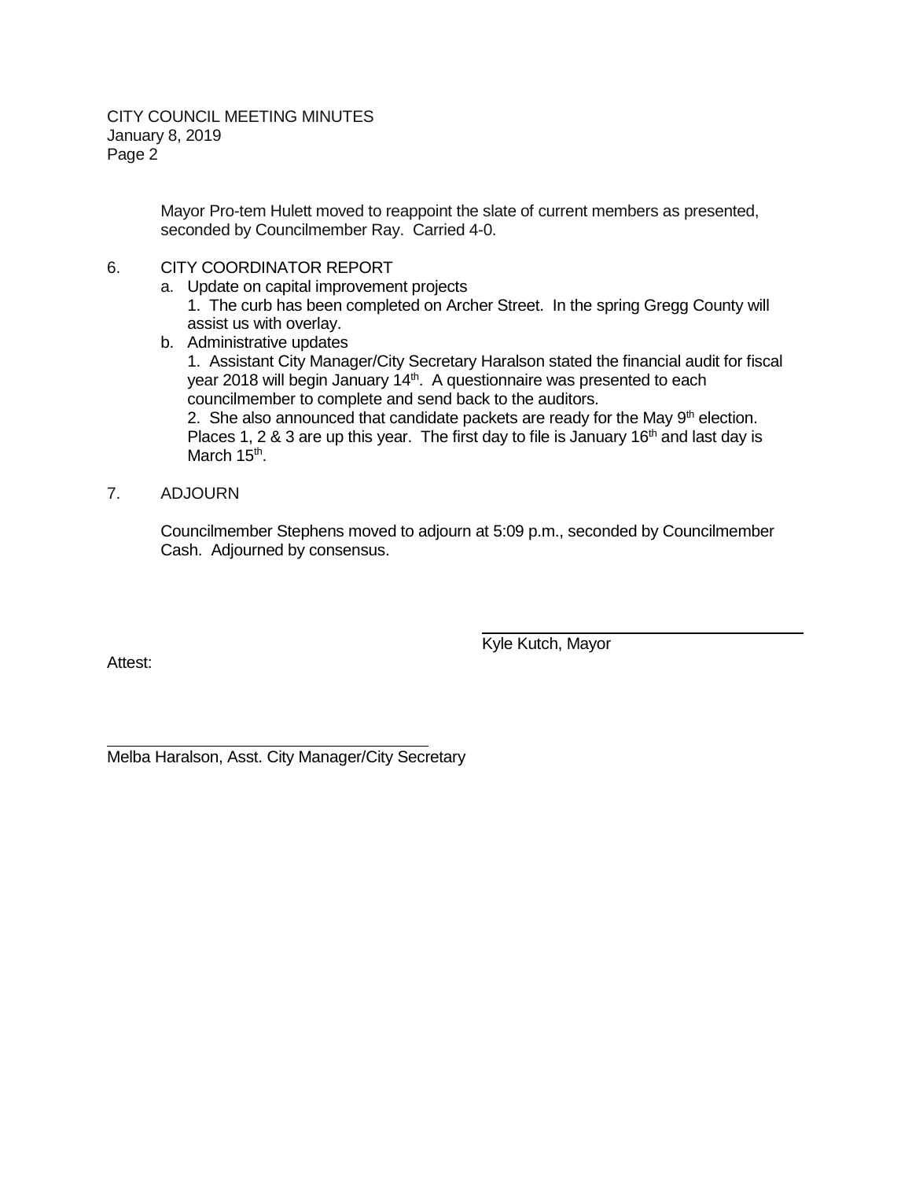Mayor Pro-tem Hulett moved to reappoint the slate of current members as presented, seconded by Councilmember Ray. Carried 4-0.

6. CITY COORDINATOR REPORT
   a. Update on capital improvement projects
      1. The curb has been completed on Archer Street. In the spring Gregg County will assist us with overlay.
   b. Administrative updates
      1. Assistant City Manager/City Secretary Haralson stated the financial audit for fiscal year 2018 will begin January 14th. A questionnaire was presented to each councilmember to complete and send back to the auditors.
      2. She also announced that candidate packets are ready for the May 9th election. Places 1, 2 & 3 are up this year. The first day to file is January 16th and last day is March 15th.

7. ADJOURN

   Councilmember Stephens moved to adjourn at 5:09 p.m., seconded by Councilmember Cash. Adjourned by consensus.

\_\_\_\_\_\_\_\_\_\_\_\_\_\_\_\_\_\_\_\_\_\_\_\_\_\_\_\_\_\_\_\_\_\_\_\_\_\_\_\_

Kyle Kutch, Mayor

Attest:

\_\_\_\_\_\_\_\_\_\_\_\_\_\_\_\_\_\_\_\_\_\_\_\_\_\_\_\_\_\_\_\_\_\_\_\_\_\_\_\_

Melba Haralson, Asst. City Manager/City Secretary